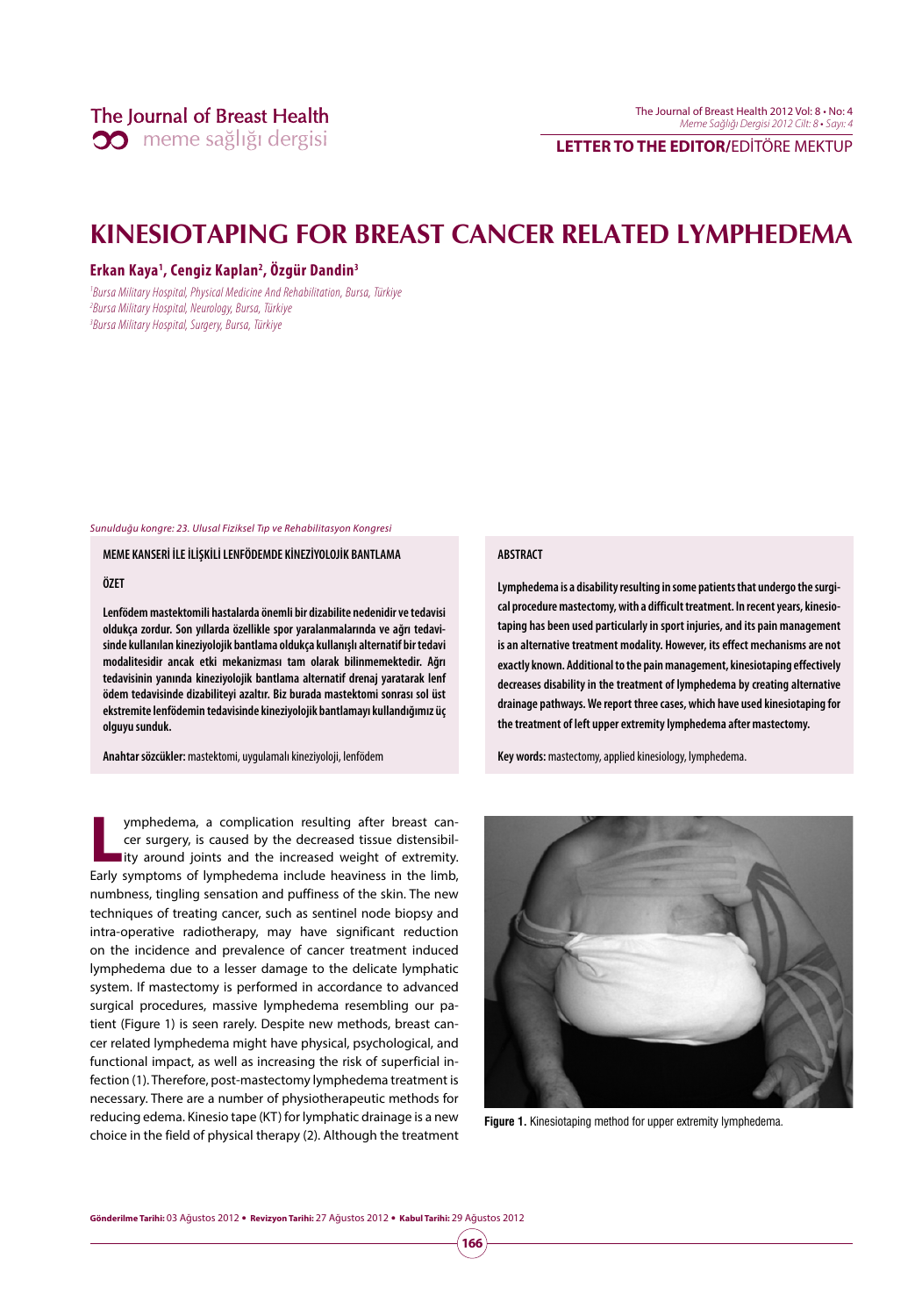# KINESIOTAPING FOR BREAST CANCER RELATED LYMPHEDEMA

**Erkan Kaya[1], Cengiz Kaplan[2], Özgür Dandin[3]**

[1]*Bursa Military Hospital, Physical Medicine And Rehabilitation, Bursa, Türkiye*
[2]*Bursa Military Hospital, Neurology, Bursa, Türkiye*
[3]*Bursa Military Hospital, Surgery, Bursa, Türkiye*

*Sunulduğu kongre: 23. Ulusal Fiziksel Tıp ve Rehabilitasyon Kongresi*

**MEME KANSERİ İLE İLİŞKİLİ LENFÖDEMDE KİNEZİYOLOJİK BANTLAMA**

**ÖZET**

**Lenfödem mastektomili hastalarda önemli bir dizabilite nedenidir ve tedavisi oldukça zordur. Son yıllarda özellikle spor yaralanmalarında ve ağrı tedavisinde kullanılan kineziyolojik bantlama oldukça kullanışlı alternatif bir tedavi modalitesidir ancak etki mekanizması tam olarak bilinmemektedir. Ağrı tedavisinin yanında kineziyolojik bantlama alternatif drenaj yaratarak lenf ödem tedavisinde dizabiliteyi azaltır. Biz burada mastektomi sonrası sol üst ekstremite lenfödemin tedavisinde kineziyolojik bantlamayı kullandığımız üç olguyu sunduk.**

**Anahtar sözcükler:** mastektomi, uygulamalı kineziyoloji, lenfödem

**ABSTRACT**

**Lymphedema is a disability resulting in some patients that undergo the surgical procedure mastectomy, with a difficult treatment. In recent years, kinesiotaping has been used particularly in sport injuries, and its pain management is an alternative treatment modality. However, its effect mechanisms are not exactly known. Additional to the pain management, kinesiotaping effectively decreases disability in the treatment of lymphedema by creating alternative drainage pathways. We report three cases, which have used kinesiotaping for the treatment of left upper extremity lymphedema after mastectomy.**

**Key words:** mastectomy, applied kinesiology, lymphedema.

Lymphedema, a complication resulting after breast cancer surgery, is caused by the decreased tissue distensibility around joints and the increased weight of extremity. Early symptoms of lymphedema include heaviness in the limb, numbness, tingling sensation and puffiness of the skin. The new techniques of treating cancer, such as sentinel node biopsy and intra-operative radiotherapy, may have significant reduction on the incidence and prevalence of cancer treatment induced lymphedema due to a lesser damage to the delicate lymphatic system. If mastectomy is performed in accordance to advanced surgical procedures, massive lymphedema resembling our patient (Figure 1) is seen rarely. Despite new methods, breast cancer related lymphedema might have physical, psychological, and functional impact, as well as increasing the risk of superficial infection (1). Therefore, post-mastectomy lymphedema treatment is necessary. There are a number of physiotherapeutic methods for reducing edema. Kinesio tape (KT) for lymphatic drainage is a new choice in the field of physical therapy (2). Although the treatment

**Figure 1.** Kinesiotaping method for upper extremity lymphedema.

**Gönderilme Tarihi:** 03 Ağustos 2012 • **Revizyon Tarihi:** 27 Ağustos 2012 • **Kabul Tarihi:** 29 Ağustos 2012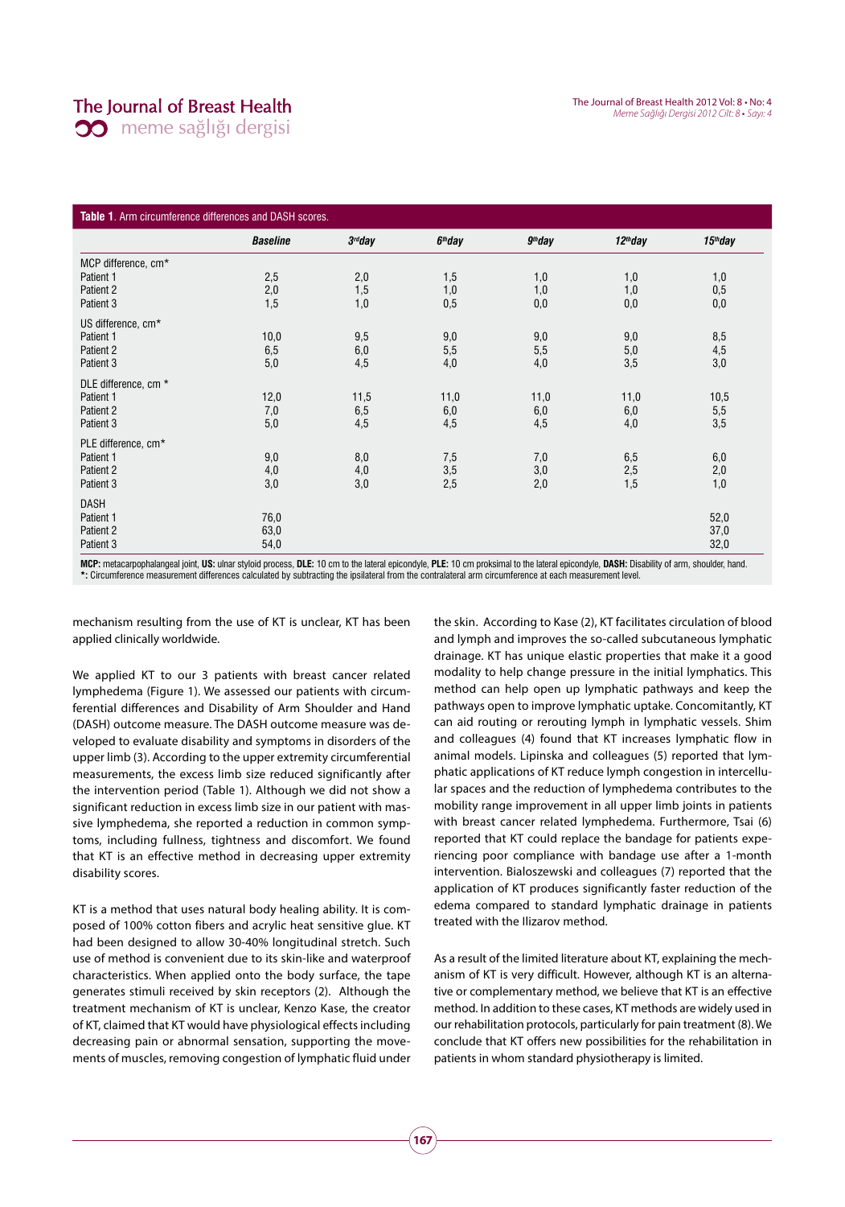**Table 1**. Arm circumference differences and DASH scores.

| | *Baseline* | *3rd day* | *6th day* | *9th day* | *12th day* | *15th day* |
|---|---|---|---|---|---|---|
| MCP difference, cm* | | | | | | |
| Patient 1 | 2,5 | 2,0 | 1,5 | 1,0 | 1,0 | 1,0 |
| Patient 2 | 2,0 | 1,5 | 1,0 | 1,0 | 1,0 | 0,5 |
| Patient 3 | 1,5 | 1,0 | 0,5 | 0,0 | 0,0 | 0,0 |
| US difference, cm* | | | | | | |
| Patient 1 | 10,0 | 9,5 | 9,0 | 9,0 | 9,0 | 8,5 |
| Patient 2 | 6,5 | 6,0 | 5,5 | 5,5 | 5,0 | 4,5 |
| Patient 3 | 5,0 | 4,5 | 4,0 | 4,0 | 3,5 | 3,0 |
| DLE difference, cm * | | | | | | |
| Patient 1 | 12,0 | 11,5 | 11,0 | 11,0 | 11,0 | 10,5 |
| Patient 2 | 7,0 | 6,5 | 6,0 | 6,0 | 6,0 | 5,5 |
| Patient 3 | 5,0 | 4,5 | 4,5 | 4,5 | 4,0 | 3,5 |
| PLE difference, cm* | | | | | | |
| Patient 1 | 9,0 | 8,0 | 7,5 | 7,0 | 6,5 | 6,0 |
| Patient 2 | 4,0 | 4,0 | 3,5 | 3,0 | 2,5 | 2,0 |
| Patient 3 | 3,0 | 3,0 | 2,5 | 2,0 | 1,5 | 1,0 |
| DASH | | | | | | |
| Patient 1 | 76,0 | | | | | 52,0 |
| Patient 2 | 63,0 | | | | | 37,0 |
| Patient 3 | 54,0 | | | | | 32,0 |

**MCP:** metacarpophalangeal joint, **US:** ulnar styloid process, **DLE:** 10 cm to the lateral epicondyle, **PLE:** 10 cm proksimal to the lateral epicondyle, **DASH:** Disability of arm, shoulder, hand.
**\*:** Circumference measurement differences calculated by subtracting the ipsilateral from the contralateral arm circumference at each measurement level.

mechanism resulting from the use of KT is unclear, KT has been applied clinically worldwide.

We applied KT to our 3 patients with breast cancer related lymphedema (Figure 1). We assessed our patients with circumferential differences and Disability of Arm Shoulder and Hand (DASH) outcome measure. The DASH outcome measure was developed to evaluate disability and symptoms in disorders of the upper limb (3). According to the upper extremity circumferential measurements, the excess limb size reduced significantly after the intervention period (Table 1). Although we did not show a significant reduction in excess limb size in our patient with massive lymphedema, she reported a reduction in common symptoms, including fullness, tightness and discomfort. We found that KT is an effective method in decreasing upper extremity disability scores.

KT is a method that uses natural body healing ability. It is composed of 100% cotton fibers and acrylic heat sensitive glue. KT had been designed to allow 30-40% longitudinal stretch. Such use of method is convenient due to its skin-like and waterproof characteristics. When applied onto the body surface, the tape generates stimuli received by skin receptors (2). Although the treatment mechanism of KT is unclear, Kenzo Kase, the creator of KT, claimed that KT would have physiological effects including decreasing pain or abnormal sensation, supporting the movements of muscles, removing congestion of lymphatic fluid under the skin. According to Kase (2), KT facilitates circulation of blood and lymph and improves the so-called subcutaneous lymphatic drainage. KT has unique elastic properties that make it a good modality to help change pressure in the initial lymphatics. This method can help open up lymphatic pathways and keep the pathways open to improve lymphatic uptake. Concomitantly, KT can aid routing or rerouting lymph in lymphatic vessels. Shim and colleagues (4) found that KT increases lymphatic flow in animal models. Lipinska and colleagues (5) reported that lymphatic applications of KT reduce lymph congestion in intercellular spaces and the reduction of lymphedema contributes to the mobility range improvement in all upper limb joints in patients with breast cancer related lymphedema. Furthermore, Tsai (6) reported that KT could replace the bandage for patients experiencing poor compliance with bandage use after a 1-month intervention. Bialoszewski and colleagues (7) reported that the application of KT produces significantly faster reduction of the edema compared to standard lymphatic drainage in patients treated with the Ilizarov method.

As a result of the limited literature about KT, explaining the mechanism of KT is very difficult. However, although KT is an alternative or complementary method, we believe that KT is an effective method. In addition to these cases, KT methods are widely used in our rehabilitation protocols, particularly for pain treatment (8). We conclude that KT offers new possibilities for the rehabilitation in patients in whom standard physiotherapy is limited.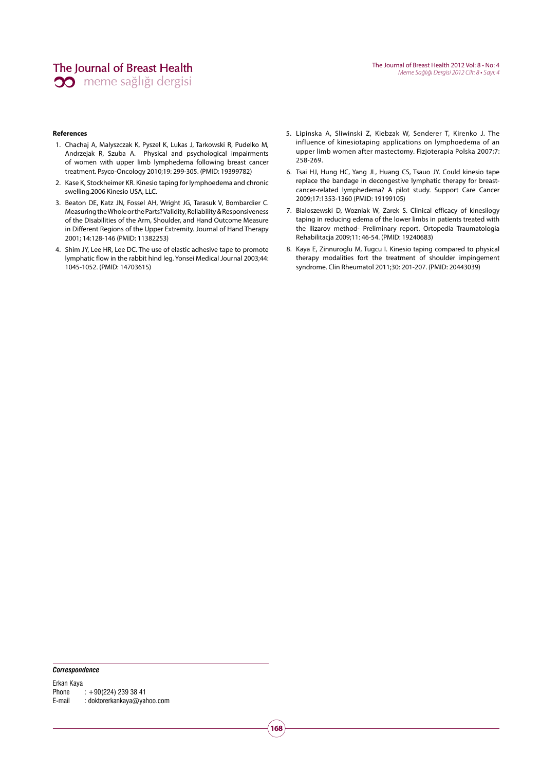**References**

1. Chachaj A, Malyszczak K, Pyszel K, Lukas J, Tarkowski R, Pudelko M, Andrzejak R, Szuba A. Physical and psychological impairments of women with upper limb lymphedema following breast cancer treatment. Psyco-Oncology 2010;19: 299-305. (PMID: 19399782)
2. Kase K, Stockheimer KR. Kinesio taping for lymphoedema and chronic swelling.2006 Kinesio USA, LLC.
3. Beaton DE, Katz JN, Fossel AH, Wright JG, Tarasuk V, Bombardier C. Measuring the Whole or the Parts? Validity, Reliability & Responsiveness of the Disabilities of the Arm, Shoulder, and Hand Outcome Measure in Different Regions of the Upper Extremity. Journal of Hand Therapy 2001; 14:128-146 (PMID: 11382253)
4. Shim JY, Lee HR, Lee DC. The use of elastic adhesive tape to promote lymphatic flow in the rabbit hind leg. Yonsei Medical Journal 2003;44: 1045-1052. (PMID: 14703615)
5. Lipinska A, Sliwinski Z, Kiebzak W, Senderer T, Kirenko J. The influence of kinesiotaping applications on lymphoedema of an upper limb women after mastectomy. Fizjoterapia Polska 2007;7: 258-269.
6. Tsai HJ, Hung HC, Yang JL, Huang CS, Tsauo JY. Could kinesio tape replace the bandage in decongestive lymphatic therapy for breast-cancer-related lymphedema? A pilot study. Support Care Cancer 2009;17:1353-1360 (PMID: 19199105)
7. Bialoszewski D, Wozniak W, Zarek S. Clinical efficacy of kinesilogy taping in reducing edema of the lower limbs in patients treated with the Ilizarov method- Preliminary report. Ortopedia Traumatologia Rehabilitacja 2009;11: 46-54. (PMID: 19240683)
8. Kaya E, Zinnuroglu M, Tugcu I. Kinesio taping compared to physical therapy modalities fort the treatment of shoulder impingement syndrome. Clin Rheumatol 2011;30: 201-207. (PMID: 20443039)

***Correspondence***

Erkan Kaya
Phone : +90(224) 239 38 41
E-mail : doktorerkankaya@yahoo.com